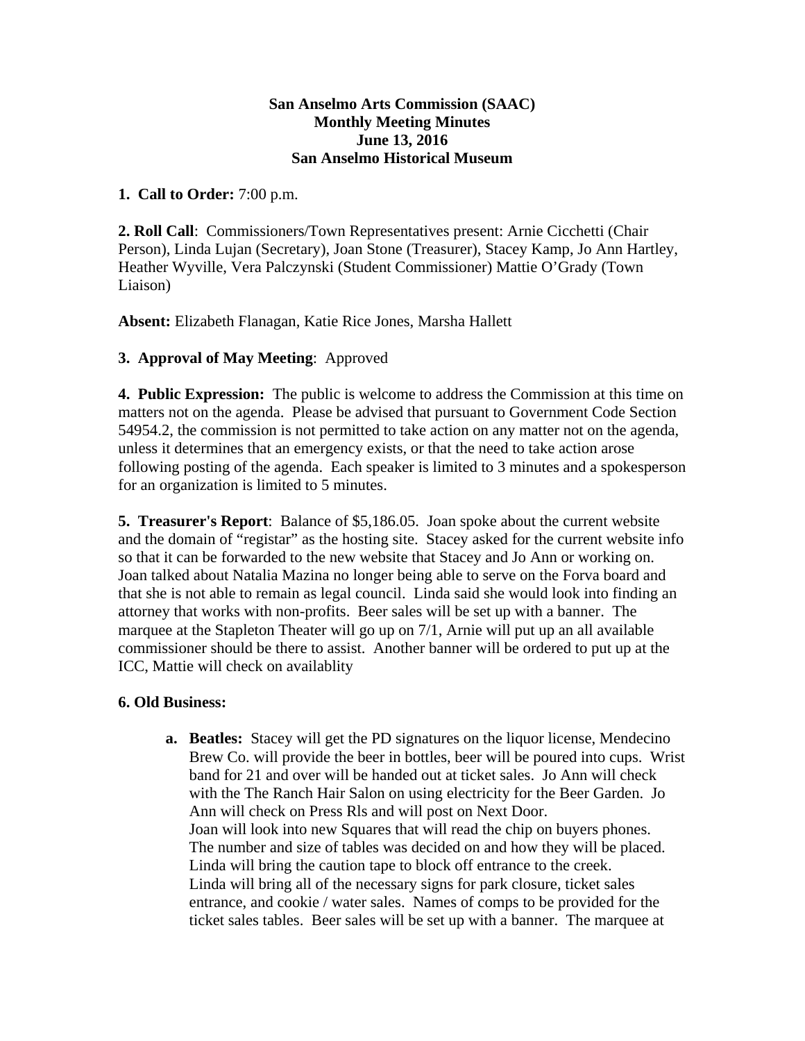**San Anselmo Arts Commission (SAAC)**
**Monthly Meeting Minutes**
**June 13, 2016**
**San Anselmo Historical Museum**

**1. Call to Order:** 7:00 p.m.

**2. Roll Call**: Commissioners/Town Representatives present: Arnie Cicchetti (Chair Person), Linda Lujan (Secretary), Joan Stone (Treasurer), Stacey Kamp, Jo Ann Hartley, Heather Wyville, Vera Palczynski (Student Commissioner) Mattie O'Grady (Town Liaison)

**Absent:** Elizabeth Flanagan, Katie Rice Jones, Marsha Hallett

**3. Approval of May Meeting**: Approved

**4. Public Expression:** The public is welcome to address the Commission at this time on matters not on the agenda. Please be advised that pursuant to Government Code Section 54954.2, the commission is not permitted to take action on any matter not on the agenda, unless it determines that an emergency exists, or that the need to take action arose following posting of the agenda. Each speaker is limited to 3 minutes and a spokesperson for an organization is limited to 5 minutes.

**5. Treasurer's Report**: Balance of $5,186.05. Joan spoke about the current website and the domain of "registar" as the hosting site. Stacey asked for the current website info so that it can be forwarded to the new website that Stacey and Jo Ann or working on. Joan talked about Natalia Mazina no longer being able to serve on the Forva board and that she is not able to remain as legal council. Linda said she would look into finding an attorney that works with non-profits. Beer sales will be set up with a banner. The marquee at the Stapleton Theater will go up on 7/1, Arnie will put up an all available commissioner should be there to assist. Another banner will be ordered to put up at the ICC, Mattie will check on availablity

**6. Old Business:**

- **a. Beatles:** Stacey will get the PD signatures on the liquor license, Mendecino Brew Co. will provide the beer in bottles, beer will be poured into cups. Wrist band for 21 and over will be handed out at ticket sales. Jo Ann will check with the The Ranch Hair Salon on using electricity for the Beer Garden. Jo Ann will check on Press Rls and will post on Next Door.
  Joan will look into new Squares that will read the chip on buyers phones.
  The number and size of tables was decided on and how they will be placed.
  Linda will bring the caution tape to block off entrance to the creek.
  Linda will bring all of the necessary signs for park closure, ticket sales entrance, and cookie / water sales. Names of comps to be provided for the ticket sales tables. Beer sales will be set up with a banner. The marquee at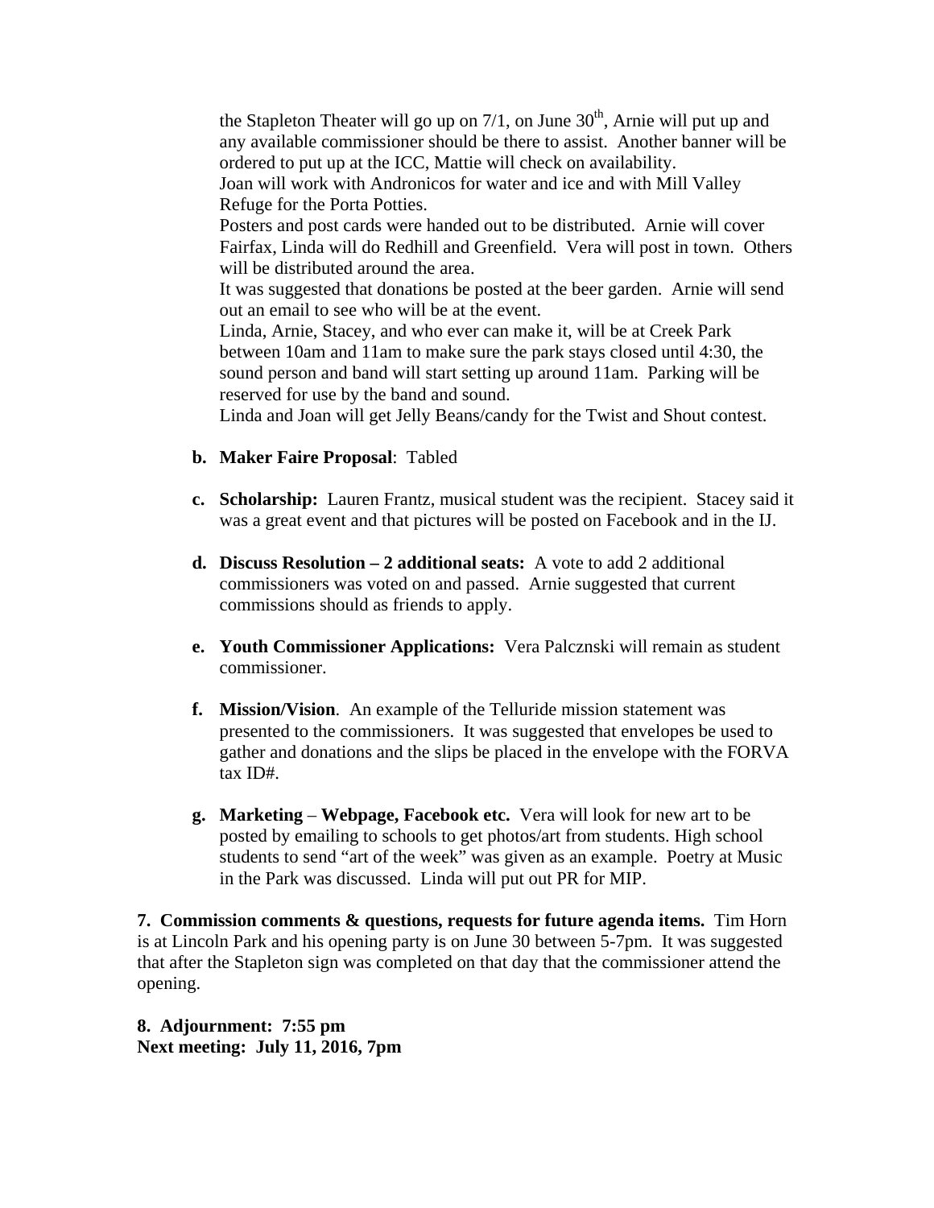the Stapleton Theater will go up on 7/1, on June 30th, Arnie will put up and any available commissioner should be there to assist. Another banner will be ordered to put up at the ICC, Mattie will check on availability.
Joan will work with Andronicos for water and ice and with Mill Valley Refuge for the Porta Potties.
Posters and post cards were handed out to be distributed. Arnie will cover Fairfax, Linda will do Redhill and Greenfield. Vera will post in town. Others will be distributed around the area.
It was suggested that donations be posted at the beer garden. Arnie will send out an email to see who will be at the event.
Linda, Arnie, Stacey, and who ever can make it, will be at Creek Park between 10am and 11am to make sure the park stays closed until 4:30, the sound person and band will start setting up around 11am. Parking will be reserved for use by the band and sound.
Linda and Joan will get Jelly Beans/candy for the Twist and Shout contest.

b. **Maker Faire Proposal**: Tabled

c. **Scholarship:** Lauren Frantz, musical student was the recipient. Stacey said it was a great event and that pictures will be posted on Facebook and in the IJ.

d. **Discuss Resolution – 2 additional seats:** A vote to add 2 additional commissioners was voted on and passed. Arnie suggested that current commissions should as friends to apply.

e. **Youth Commissioner Applications:** Vera Palcznski will remain as student commissioner.

f. **Mission/Vision**. An example of the Telluride mission statement was presented to the commissioners. It was suggested that envelopes be used to gather and donations and the slips be placed in the envelope with the FORVA tax ID#.

g. **Marketing** – **Webpage, Facebook etc.** Vera will look for new art to be posted by emailing to schools to get photos/art from students. High school students to send "art of the week" was given as an example. Poetry at Music in the Park was discussed. Linda will put out PR for MIP.

**7. Commission comments & questions, requests for future agenda items.** Tim Horn is at Lincoln Park and his opening party is on June 30 between 5-7pm. It was suggested that after the Stapleton sign was completed on that day that the commissioner attend the opening.

**8. Adjournment: 7:55 pm**
**Next meeting: July 11, 2016, 7pm**